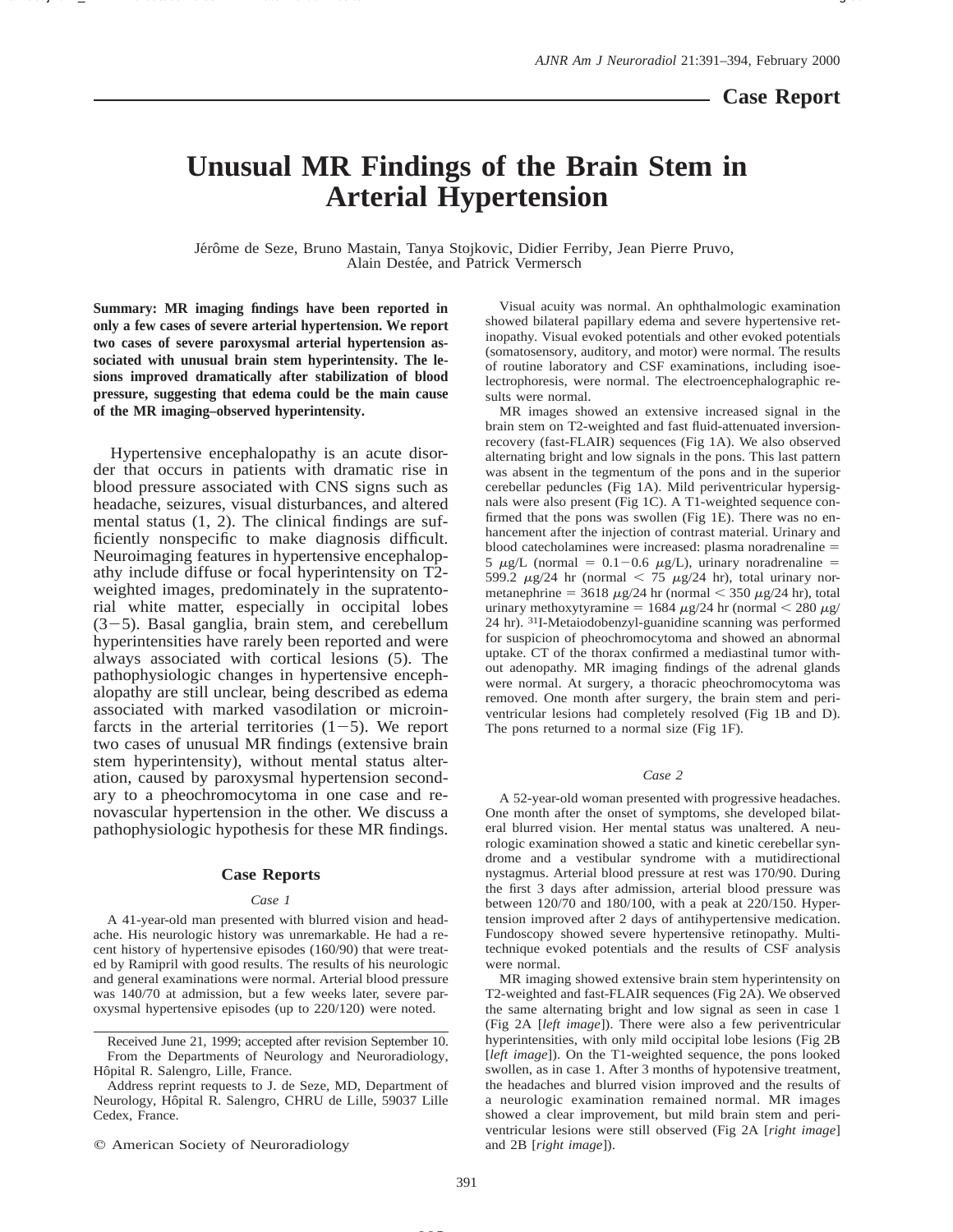Case Report

# Unusual MR Findings of the Brain Stem in Arterial Hypertension

Jérôme de Seze, Bruno Mastain, Tanya Stojkovic, Didier Ferriby, Jean Pierre Pruvo, Alain Destée, and Patrick Vermersch

**Summary: MR imaging findings have been reported in only a few cases of severe arterial hypertension. We report two cases of severe paroxysmal arterial hypertension associated with unusual brain stem hyperintensity. The lesions improved dramatically after stabilization of blood pressure, suggesting that edema could be the main cause of the MR imaging–observed hyperintensity.**

Hypertensive encephalopathy is an acute disorder that occurs in patients with dramatic rise in blood pressure associated with CNS signs such as headache, seizures, visual disturbances, and altered mental status (1, 2). The clinical findings are sufficiently nonspecific to make diagnosis difficult. Neuroimaging features in hypertensive encephalopathy include diffuse or focal hyperintensity on T2-weighted images, predominately in the supratentorial white matter, especially in occipital lobes (3−5). Basal ganglia, brain stem, and cerebellum hyperintensities have rarely been reported and were always associated with cortical lesions (5). The pathophysiologic changes in hypertensive encephalopathy are still unclear, being described as edema associated with marked vasodilation or microinfarcts in the arterial territories (1−5). We report two cases of unusual MR findings (extensive brain stem hyperintensity), without mental status alteration, caused by paroxysmal hypertension secondary to a pheochromocytoma in one case and renovascular hypertension in the other. We discuss a pathophysiologic hypothesis for these MR findings.

## Case Reports

### Case 1

A 41-year-old man presented with blurred vision and headache. His neurologic history was unremarkable. He had a recent history of hypertensive episodes (160/90) that were treated by Ramipril with good results. The results of his neurologic and general examinations were normal. Arterial blood pressure was 140/70 at admission, but a few weeks later, severe paroxysmal hypertensive episodes (up to 220/120) were noted.

Visual acuity was normal. An ophthalmologic examination showed bilateral papillary edema and severe hypertensive retinopathy. Visual evoked potentials and other evoked potentials (somatosensory, auditory, and motor) were normal. The results of routine laboratory and CSF examinations, including isoelectrophoresis, were normal. The electroencephalographic results were normal.

MR images showed an extensive increased signal in the brain stem on T2-weighted and fast fluid-attenuated inversion-recovery (fast-FLAIR) sequences (Fig 1A). We also observed alternating bright and low signals in the pons. This last pattern was absent in the tegmentum of the pons and in the superior cerebellar peduncles (Fig 1A). Mild periventricular hypersignals were also present (Fig 1C). A T1-weighted sequence confirmed that the pons was swollen (Fig 1E). There was no enhancement after the injection of contrast material. Urinary and blood catecholamines were increased: plasma noradrenaline = 5 $\mu$g/L (normal = 0.1−0.6 $\mu$g/L), urinary noradrenaline = 599.2 $\mu$g/24 hr (normal < 75 $\mu$g/24 hr), total urinary normetanephrine = 3618 $\mu$g/24 hr (normal < 350 $\mu$g/24 hr), total urinary methoxytyramine = 1684 $\mu$g/24 hr (normal < 280 $\mu$g/24 hr). $^{31}$I-Metaiodobenzyl-guanidine scanning was performed for suspicion of pheochromocytoma and showed an abnormal uptake. CT of the thorax confirmed a mediastinal tumor without adenopathy. MR imaging findings of the adrenal glands were normal. At surgery, a thoracic pheochromocytoma was removed. One month after surgery, the brain stem and periventricular lesions had completely resolved (Fig 1B and D). The pons returned to a normal size (Fig 1F).

### Case 2

A 52-year-old woman presented with progressive headaches. One month after the onset of symptoms, she developed bilateral blurred vision. Her mental status was unaltered. A neurologic examination showed a static and kinetic cerebellar syndrome and a vestibular syndrome with a mutidirectional nystagmus. Arterial blood pressure at rest was 170/90. During the first 3 days after admission, arterial blood pressure was between 120/70 and 180/100, with a peak at 220/150. Hypertension improved after 2 days of antihypertensive medication. Fundoscopy showed severe hypertensive retinopathy. Multitechnique evoked potentials and the results of CSF analysis were normal.

MR imaging showed extensive brain stem hyperintensity on T2-weighted and fast-FLAIR sequences (Fig 2A). We observed the same alternating bright and low signal as seen in case 1 (Fig 2A [*left image*]). There were also a few periventricular hyperintensities, with only mild occipital lobe lesions (Fig 2B [*left image*]). On the T1-weighted sequence, the pons looked swollen, as in case 1. After 3 months of hypotensive treatment, the headaches and blurred vision improved and the results of a neurologic examination remained normal. MR images showed a clear improvement, but mild brain stem and periventricular lesions were still observed (Fig 2A [*right image*] and 2B [*right image*]).

---

Received June 21, 1999; accepted after revision September 10.

From the Departments of Neurology and Neuroradiology, Hôpital R. Salengro, Lille, France.

Address reprint requests to J. de Seze, MD, Department of Neurology, Hôpital R. Salengro, CHRU de Lille, 59037 Lille Cedex, France.

© American Society of Neuroradiology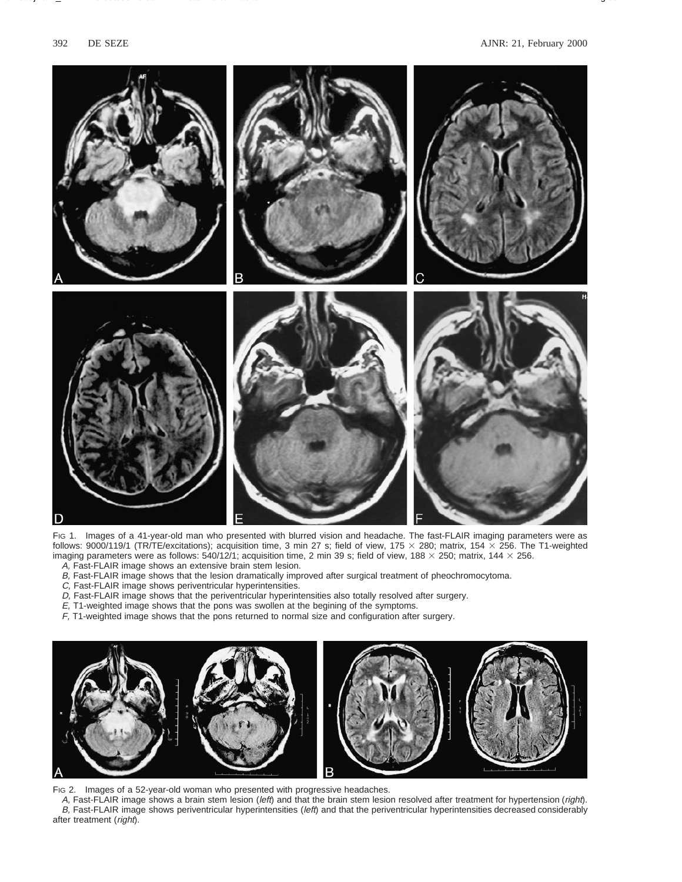Fig 1. Images of a 41-year-old man who presented with blurred vision and headache. The fast-FLAIR imaging parameters were as follows: 9000/119/1 (TR/TE/excitations); acquisition time, 3 min 27 s; field of view, 175 × 280; matrix, 154 × 256. The T1-weighted imaging parameters were as follows: 540/12/1; acquisition time, 2 min 39 s; field of view, 188 × 250; matrix, 144 × 256.

*A,* Fast-FLAIR image shows an extensive brain stem lesion.

*B,* Fast-FLAIR image shows that the lesion dramatically improved after surgical treatment of pheochromocytoma.

*C,* Fast-FLAIR image shows periventricular hyperintensities.

*D,* Fast-FLAIR image shows that the periventricular hyperintensities also totally resolved after surgery.

*E,* T1-weighted image shows that the pons was swollen at the begining of the symptoms.

*F,* T1-weighted image shows that the pons returned to normal size and configuration after surgery.

Fig 2. Images of a 52-year-old woman who presented with progressive headaches.

*A,* Fast-FLAIR image shows a brain stem lesion (*left*) and that the brain stem lesion resolved after treatment for hypertension (*right*).

*B,* Fast-FLAIR image shows periventricular hyperintensities (*left*) and that the periventricular hyperintensities decreased considerably after treatment (*right*).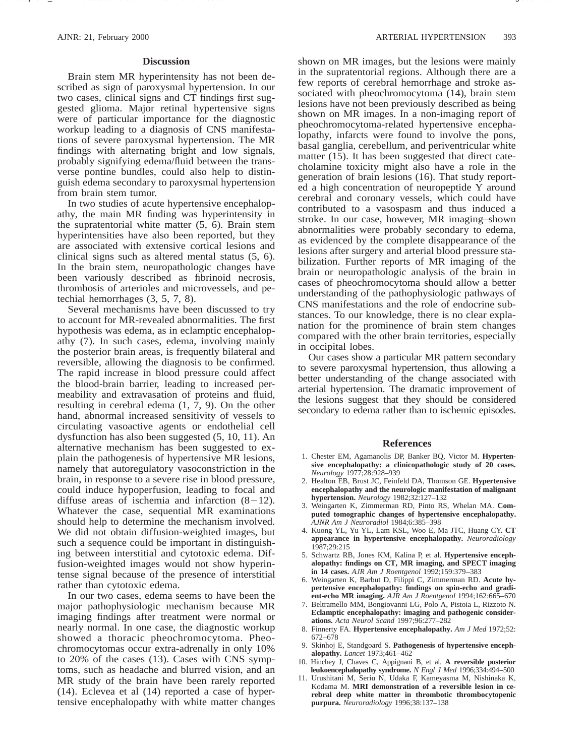## Discussion

Brain stem MR hyperintensity has not been described as sign of paroxysmal hypertension. In our two cases, clinical signs and CT findings first suggested glioma. Major retinal hypertensive signs were of particular importance for the diagnostic workup leading to a diagnosis of CNS manifestations of severe paroxysmal hypertension. The MR findings with alternating bright and low signals, probably signifying edema/fluid between the transverse pontine bundles, could also help to distinguish edema secondary to paroxysmal hypertension from brain stem tumor.

In two studies of acute hypertensive encephalopathy, the main MR finding was hyperintensity in the supratentorial white matter (5, 6). Brain stem hyperintensities have also been reported, but they are associated with extensive cortical lesions and clinical signs such as altered mental status (5, 6). In the brain stem, neuropathologic changes have been variously described as fibrinoid necrosis, thrombosis of arterioles and microvessels, and petechial hemorrhages (3, 5, 7, 8).

Several mechanisms have been discussed to try to account for MR-revealed abnormalities. The first hypothesis was edema, as in eclamptic encephalopathy (7). In such cases, edema, involving mainly the posterior brain areas, is frequently bilateral and reversible, allowing the diagnosis to be confirmed. The rapid increase in blood pressure could affect the blood-brain barrier, leading to increased permeability and extravasation of proteins and fluid, resulting in cerebral edema (1, 7, 9). On the other hand, abnormal increased sensitivity of vessels to circulating vasoactive agents or endothelial cell dysfunction has also been suggested (5, 10, 11). An alternative mechanism has been suggested to explain the pathogenesis of hypertensive MR lesions, namely that autoregulatory vasoconstriction in the brain, in response to a severe rise in blood pressure, could induce hypoperfusion, leading to focal and diffuse areas of ischemia and infarction (8−12). Whatever the case, sequential MR examinations should help to determine the mechanism involved. We did not obtain diffusion-weighted images, but such a sequence could be important in distinguishing between interstitial and cytotoxic edema. Diffusion-weighted images would not show hyperintense signal because of the presence of interstitial rather than cytotoxic edema.

In our two cases, edema seems to have been the major pathophysiologic mechanism because MR imaging findings after treatment were normal or nearly normal. In one case, the diagnostic workup showed a thoracic pheochromocytoma. Pheochromocytomas occur extra-adrenally in only 10% to 20% of the cases (13). Cases with CNS symptoms, such as headache and blurred vision, and an MR study of the brain have been rarely reported (14). Eclevea et al (14) reported a case of hypertensive encephalopathy with white matter changes shown on MR images, but the lesions were mainly in the supratentorial regions. Although there are a few reports of cerebral hemorrhage and stroke associated with pheochromocytoma (14), brain stem lesions have not been previously described as being shown on MR images. In a non-imaging report of pheochromocytoma-related hypertensive encephalopathy, infarcts were found to involve the pons, basal ganglia, cerebellum, and periventricular white matter (15). It has been suggested that direct catecholamine toxicity might also have a role in the generation of brain lesions (16). That study reported a high concentration of neuropeptide Y around cerebral and coronary vessels, which could have contributed to a vasospasm and thus induced a stroke. In our case, however, MR imaging–shown abnormalities were probably secondary to edema, as evidenced by the complete disappearance of the lesions after surgery and arterial blood pressure stabilization. Further reports of MR imaging of the brain or neuropathologic analysis of the brain in cases of pheochromocytoma should allow a better understanding of the pathophysiologic pathways of CNS manifestations and the role of endocrine substances. To our knowledge, there is no clear explanation for the prominence of brain stem changes compared with the other brain territories, especially in occipital lobes.

Our cases show a particular MR pattern secondary to severe paroxysmal hypertension, thus allowing a better understanding of the change associated with arterial hypertension. The dramatic improvement of the lesions suggest that they should be considered secondary to edema rather than to ischemic episodes.

## References

1. Chester EM, Agamanolis DP, Banker BQ, Victor M. **Hypertensive encephalopathy: a clinicopathologic study of 20 cases.** *Neurology* 1977;28:928–939
2. Healton EB, Brust JC, Feinfeld DA, Thomson GE. **Hypertensive encephalopathy and the neurologic manifestation of malignant hypertension.** *Neurology* 1982;32:127–132
3. Weingarten K, Zimmerman RD, Pinto RS, Whelan MA. **Computed tomographic changes of hypertensive encephalopathy.** *AJNR Am J Neuroradiol* 1984;6:385–398
4. Kuong YL, Yu YL, Lam KSL, Woo E, Ma JTC, Huang CY. **CT appearance in hypertensive encephalopathy.** *Neuroradiology* 1987;29:215
5. Schwartz RB, Jones KM, Kalina P, et al. **Hypertensive encephalopathy: findings on CT, MR imaging, and SPECT imaging in 14 cases.** *AJR Am J Roentgenol* 1992;159:379–383
6. Weingarten K, Barbut D, Filippi C, Zimmerman RD. **Acute hypertensive encephalopathy: findings on spin-echo and gradient-echo MR imaging.** *AJR Am J Roentgenol* 1994;162:665–670
7. Beltramello MM, Bongiovanni LG, Polo A, Pistoia L, Rizzoto N. **Eclamptic encephalopathy: imaging and pathogenic considerations.** *Acta Neurol Scand* 1997;96:277–282
8. Finnerty FA. **Hypertensive encephalopathy.** *Am J Med* 1972;52:672–678
9. Skinhoj E, Standgoard S. **Pathogenesis of hypertensive encephalopathy.** *Lancet* 1973;461–462
10. Hinchey J, Chaves C, Appignani B, et al. **A reversible posterior leukoencephalopathy syndrome.** *N Engl J Med* 1996;334:494–500
11. Urushitani M, Seriu N, Udaka F, Kameyasma M, Nishinaka K, Kodama M. **MRI demonstration of a reversible lesion in cerebral deep white matter in thrombotic thrombocytopenic purpura.** *Neuroradiology* 1996;38:137–138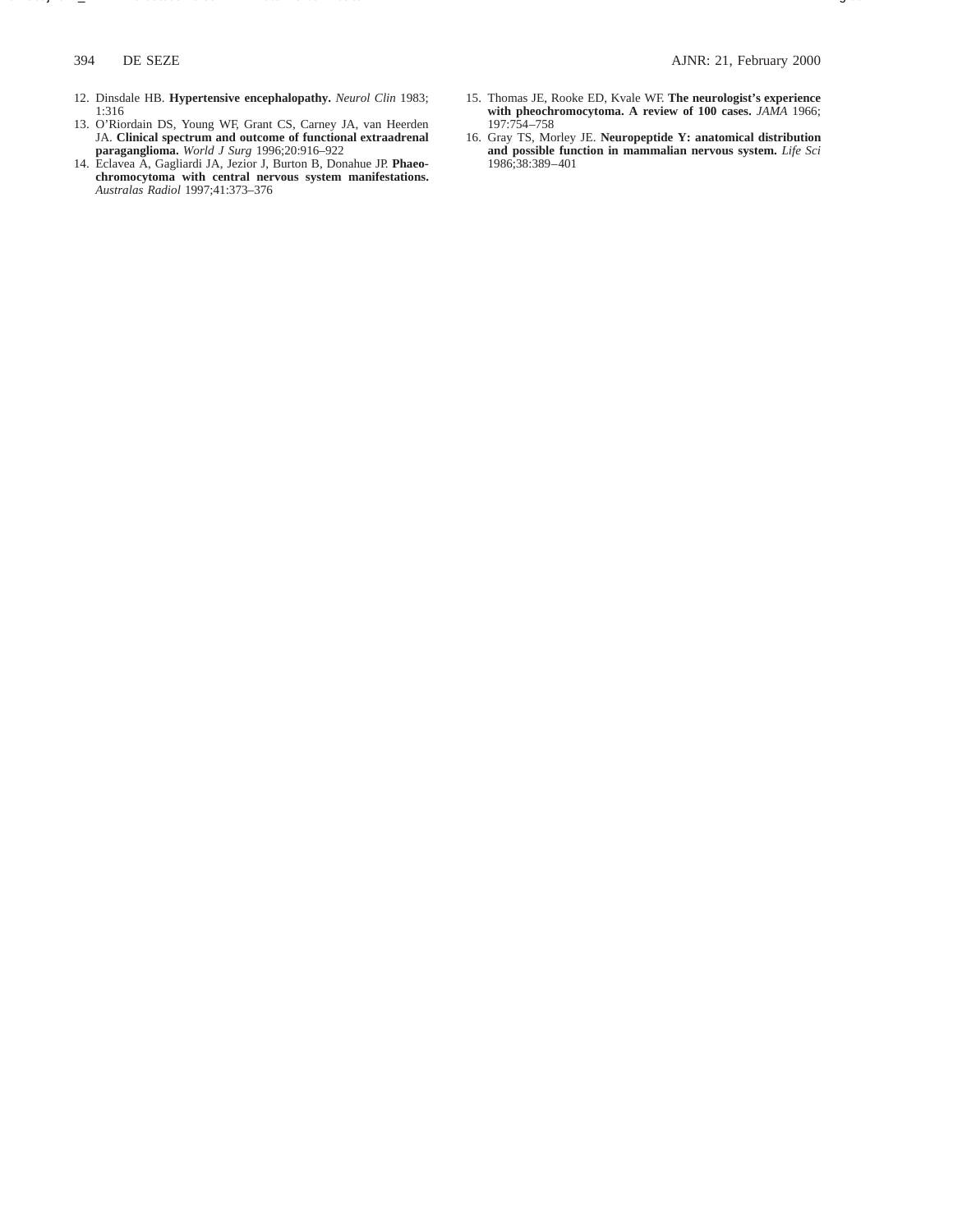12. Dinsdale HB. **Hypertensive encephalopathy.** *Neurol Clin* 1983; 1:316
13. O'Riordain DS, Young WF, Grant CS, Carney JA, van Heerden JA. **Clinical spectrum and outcome of functional extraadrenal paraganglioma.** *World J Surg* 1996;20:916–922
14. Eclavea A, Gagliardi JA, Jezior J, Burton B, Donahue JP. **Phaeochromocytoma with central nervous system manifestations.** *Australas Radiol* 1997;41:373–376
15. Thomas JE, Rooke ED, Kvale WF. **The neurologist's experience with pheochromocytoma. A review of 100 cases.** *JAMA* 1966; 197:754–758
16. Gray TS, Morley JE. **Neuropeptide Y: anatomical distribution and possible function in mammalian nervous system.** *Life Sci* 1986;38:389–401